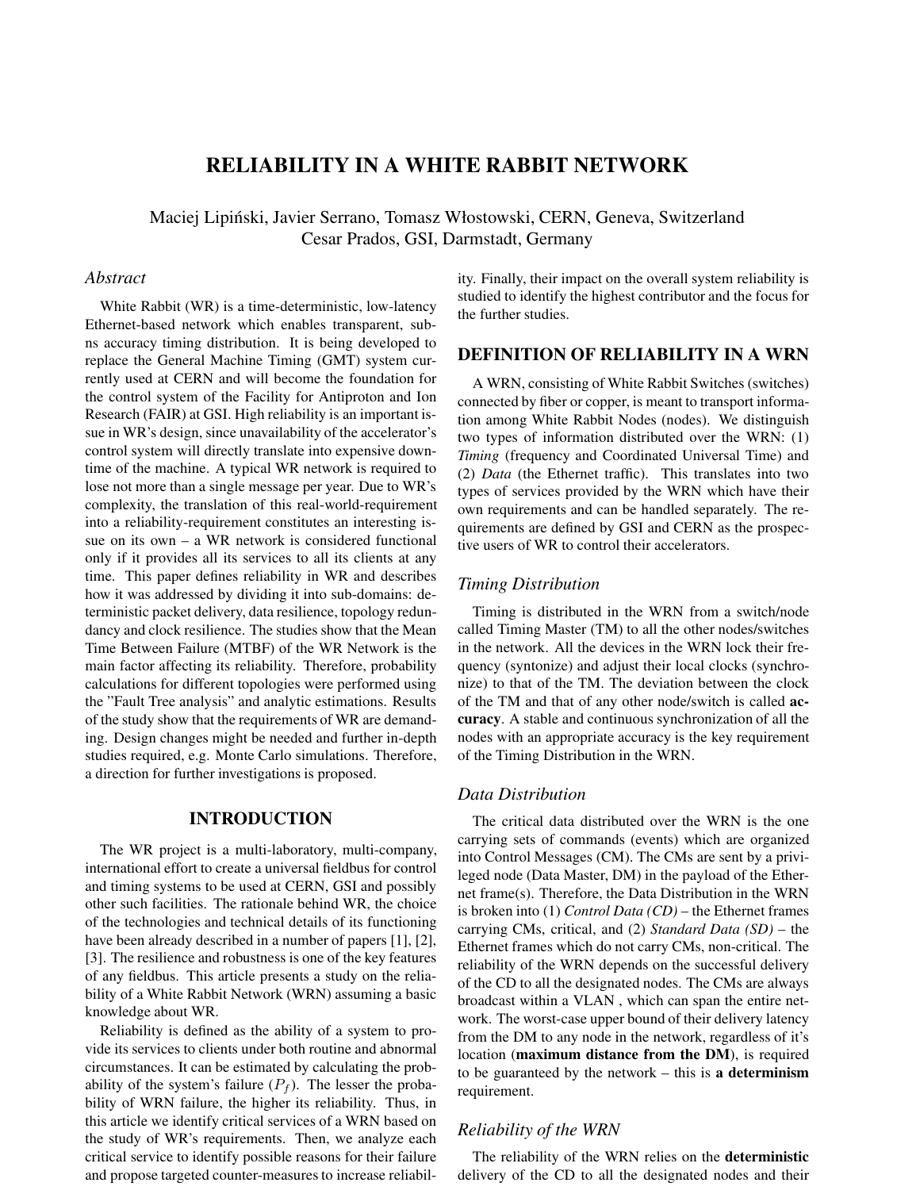# RELIABILITY IN A WHITE RABBIT NETWORK

Maciej Lipiński, Javier Serrano, Tomasz Włostowski, CERN, Geneva, Switzerland
Cesar Prados, GSI, Darmstadt, Germany

## Abstract

White Rabbit (WR) is a time-deterministic, low-latency Ethernet-based network which enables transparent, sub-ns accuracy timing distribution. It is being developed to replace the General Machine Timing (GMT) system currently used at CERN and will become the foundation for the control system of the Facility for Antiproton and Ion Research (FAIR) at GSI. High reliability is an important issue in WR's design, since unavailability of the accelerator's control system will directly translate into expensive downtime of the machine. A typical WR network is required to lose not more than a single message per year. Due to WR's complexity, the translation of this real-world-requirement into a reliability-requirement constitutes an interesting issue on its own – a WR network is considered functional only if it provides all its services to all its clients at any time. This paper defines reliability in WR and describes how it was addressed by dividing it into sub-domains: deterministic packet delivery, data resilience, topology redundancy and clock resilience. The studies show that the Mean Time Between Failure (MTBF) of the WR Network is the main factor affecting its reliability. Therefore, probability calculations for different topologies were performed using the "Fault Tree analysis" and analytic estimations. Results of the study show that the requirements of WR are demanding. Design changes might be needed and further in-depth studies required, e.g. Monte Carlo simulations. Therefore, a direction for further investigations is proposed.

## INTRODUCTION

The WR project is a multi-laboratory, multi-company, international effort to create a universal fieldbus for control and timing systems to be used at CERN, GSI and possibly other such facilities. The rationale behind WR, the choice of the technologies and technical details of its functioning have been already described in a number of papers [1], [2], [3]. The resilience and robustness is one of the key features of any fieldbus. This article presents a study on the reliability of a White Rabbit Network (WRN) assuming a basic knowledge about WR.

Reliability is defined as the ability of a system to provide its services to clients under both routine and abnormal circumstances. It can be estimated by calculating the probability of the system's failure ($P_f$). The lesser the probability of WRN failure, the higher its reliability. Thus, in this article we identify critical services of a WRN based on the study of WR's requirements. Then, we analyze each critical service to identify possible reasons for their failure and propose targeted counter-measures to increase reliability. Finally, their impact on the overall system reliability is studied to identify the highest contributor and the focus for the further studies.

## DEFINITION OF RELIABILITY IN A WRN

A WRN, consisting of White Rabbit Switches (switches) connected by fiber or copper, is meant to transport information among White Rabbit Nodes (nodes). We distinguish two types of information distributed over the WRN: (1) *Timing* (frequency and Coordinated Universal Time) and (2) *Data* (the Ethernet traffic). This translates into two types of services provided by the WRN which have their own requirements and can be handled separately. The requirements are defined by GSI and CERN as the prospective users of WR to control their accelerators.

### Timing Distribution

Timing is distributed in the WRN from a switch/node called Timing Master (TM) to all the other nodes/switches in the network. All the devices in the WRN lock their frequency (syntonize) and adjust their local clocks (synchronize) to that of the TM. The deviation between the clock of the TM and that of any other node/switch is called **accuracy**. A stable and continuous synchronization of all the nodes with an appropriate accuracy is the key requirement of the Timing Distribution in the WRN.

### Data Distribution

The critical data distributed over the WRN is the one carrying sets of commands (events) which are organized into Control Messages (CM). The CMs are sent by a privileged node (Data Master, DM) in the payload of the Ethernet frame(s). Therefore, the Data Distribution in the WRN is broken into (1) *Control Data (CD)* – the Ethernet frames carrying CMs, critical, and (2) *Standard Data (SD)* – the Ethernet frames which do not carry CMs, non-critical. The reliability of the WRN depends on the successful delivery of the CD to all the designated nodes. The CMs are always broadcast within a VLAN , which can span the entire network. The worst-case upper bound of their delivery latency from the DM to any node in the network, regardless of it's location (**maximum distance from the DM**), is required to be guaranteed by the network – this is **a determinism** requirement.

### Reliability of the WRN

The reliability of the WRN relies on the **deterministic** delivery of the CD to all the designated nodes and their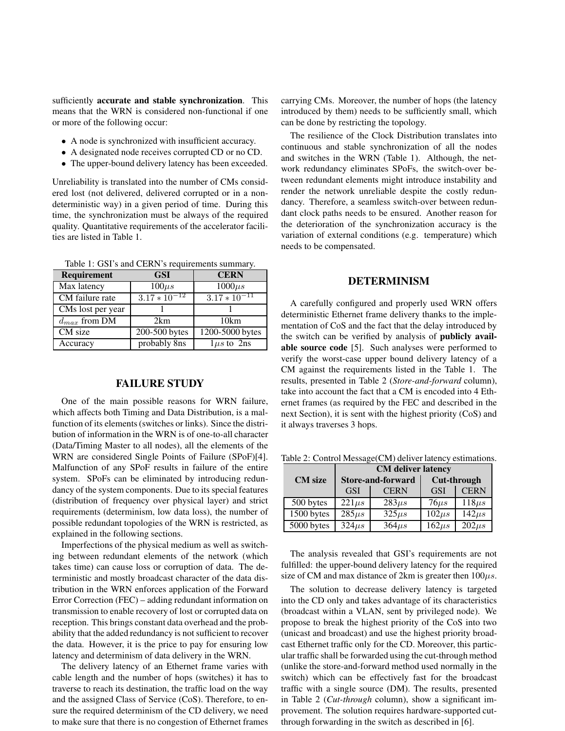sufficiently **accurate and stable synchronization**. This means that the WRN is considered non-functional if one or more of the following occur:

- A node is synchronized with insufficient accuracy.
- A designated node receives corrupted CD or no CD.
- The upper-bound delivery latency has been exceeded.

Unreliability is translated into the number of CMs considered lost (not delivered, delivered corrupted or in a non-deterministic way) in a given period of time. During this time, the synchronization must be always of the required quality. Quantitative requirements of the accelerator facilities are listed in Table 1.

Table 1: GSI's and CERN's requirements summary.

| Requirement | GSI | CERN |
|---|---|---|
| Max latency | $100\mu s$ | $1000\mu s$ |
| CM failure rate | $3.17 * 10^{-12}$ | $3.17 * 10^{-11}$ |
| CMs lost per year | 1 | 1 |
| $d_{max}$ from DM | 2km | 10km |
| CM size | 200-500 bytes | 1200-5000 bytes |
| Accuracy | probably 8ns | $1\mu s$ to 2ns |

## FAILURE STUDY

One of the main possible reasons for WRN failure, which affects both Timing and Data Distribution, is a malfunction of its elements (switches or links). Since the distribution of information in the WRN is of one-to-all character (Data/Timing Master to all nodes), all the elements of the WRN are considered Single Points of Failure (SPoF)[4]. Malfunction of any SPoF results in failure of the entire system. SPoFs can be eliminated by introducing redundancy of the system components. Due to its special features (distribution of frequency over physical layer) and strict requirements (determinism, low data loss), the number of possible redundant topologies of the WRN is restricted, as explained in the following sections.

Imperfections of the physical medium as well as switching between redundant elements of the network (which takes time) can cause loss or corruption of data. The deterministic and mostly broadcast character of the data distribution in the WRN enforces application of the Forward Error Correction (FEC) – adding redundant information on transmission to enable recovery of lost or corrupted data on reception. This brings constant data overhead and the probability that the added redundancy is not sufficient to recover the data. However, it is the price to pay for ensuring low latency and determinism of data delivery in the WRN.

The delivery latency of an Ethernet frame varies with cable length and the number of hops (switches) it has to traverse to reach its destination, the traffic load on the way and the assigned Class of Service (CoS). Therefore, to ensure the required determinism of the CD delivery, we need to make sure that there is no congestion of Ethernet frames carrying CMs. Moreover, the number of hops (the latency introduced by them) needs to be sufficiently small, which can be done by restricting the topology.

The resilience of the Clock Distribution translates into continuous and stable synchronization of all the nodes and switches in the WRN (Table 1). Although, the network redundancy eliminates SPoFs, the switch-over between redundant elements might introduce instability and render the network unreliable despite the costly redundancy. Therefore, a seamless switch-over between redundant clock paths needs to be ensured. Another reason for the deterioration of the synchronization accuracy is the variation of external conditions (e.g. temperature) which needs to be compensated.

## DETERMINISM

A carefully configured and properly used WRN offers deterministic Ethernet frame delivery thanks to the implementation of CoS and the fact that the delay introduced by the switch can be verified by analysis of **publicly available source code** [5]. Such analyses were performed to verify the worst-case upper bound delivery latency of a CM against the requirements listed in the Table 1. The results, presented in Table 2 (*Store-and-forward* column), take into account the fact that a CM is encoded into 4 Ethernet frames (as required by the FEC and described in the next Section), it is sent with the highest priority (CoS) and it always traverses 3 hops.

Table 2: Control Message(CM) deliver latency estimations.

| CM size | CM deliver latency | | | |
|---|---|---|---|---|
| | Store-and-forward | | Cut-through | |
| | GSI | CERN | GSI | CERN |
| 500 bytes | $221\mu s$ | $283\mu s$ | $76\mu s$ | $118\mu s$ |
| 1500 bytes | $285\mu s$ | $325\mu s$ | $102\mu s$ | $142\mu s$ |
| 5000 bytes | $324\mu s$ | $364\mu s$ | $162\mu s$ | $202\mu s$ |

The analysis revealed that GSI's requirements are not fulfilled: the upper-bound delivery latency for the required size of CM and max distance of 2km is greater then $100\mu s$.

The solution to decrease delivery latency is targeted into the CD only and takes advantage of its characteristics (broadcast within a VLAN, sent by privileged node). We propose to break the highest priority of the CoS into two (unicast and broadcast) and use the highest priority broadcast Ethernet traffic only for the CD. Moreover, this particular traffic shall be forwarded using the cut-through method (unlike the store-and-forward method used normally in the switch) which can be effectively fast for the broadcast traffic with a single source (DM). The results, presented in Table 2 (*Cut-through* column), show a significant improvement. The solution requires hardware-supported cut-through forwarding in the switch as described in [6].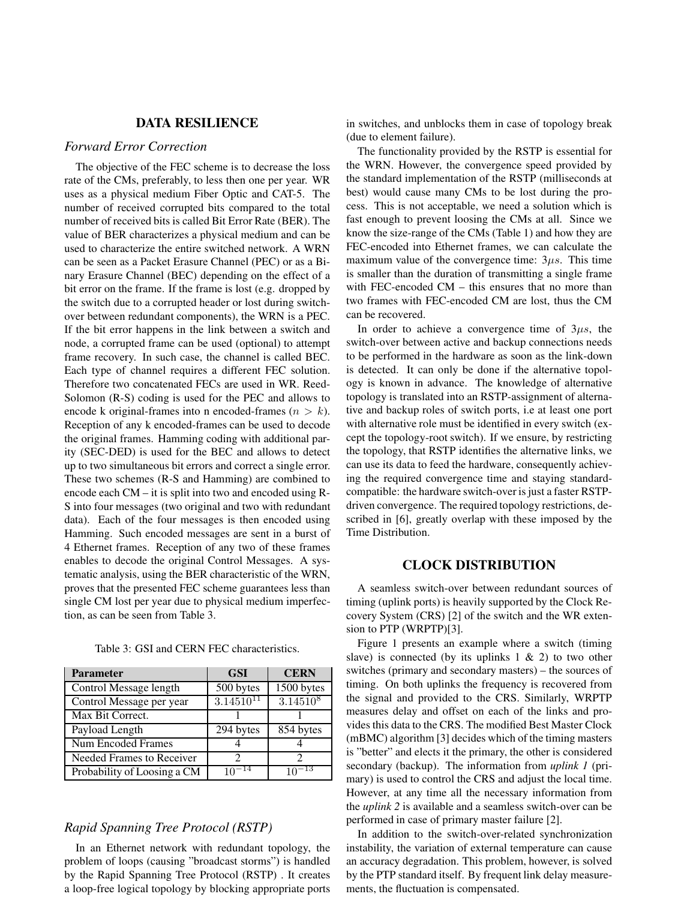## DATA RESILIENCE

### *Forward Error Correction*

The objective of the FEC scheme is to decrease the loss rate of the CMs, preferably, to less then one per year. WR uses as a physical medium Fiber Optic and CAT-5. The number of received corrupted bits compared to the total number of received bits is called Bit Error Rate (BER). The value of BER characterizes a physical medium and can be used to characterize the entire switched network. A WRN can be seen as a Packet Erasure Channel (PEC) or as a Binary Erasure Channel (BEC) depending on the effect of a bit error on the frame. If the frame is lost (e.g. dropped by the switch due to a corrupted header or lost during switch-over between redundant components), the WRN is a PEC. If the bit error happens in the link between a switch and node, a corrupted frame can be used (optional) to attempt frame recovery. In such case, the channel is called BEC. Each type of channel requires a different FEC solution. Therefore two concatenated FECs are used in WR. Reed-Solomon (R-S) coding is used for the PEC and allows to encode k original-frames into n encoded-frames ($n > k$). Reception of any k encoded-frames can be used to decode the original frames. Hamming coding with additional parity (SEC-DED) is used for the BEC and allows to detect up to two simultaneous bit errors and correct a single error. These two schemes (R-S and Hamming) are combined to encode each CM – it is split into two and encoded using R-S into four messages (two original and two with redundant data). Each of the four messages is then encoded using Hamming. Such encoded messages are sent in a burst of 4 Ethernet frames. Reception of any two of these frames enables to decode the original Control Messages. A systematic analysis, using the BER characteristic of the WRN, proves that the presented FEC scheme guarantees less than single CM lost per year due to physical medium imperfection, as can be seen from Table 3.

Table 3: GSI and CERN FEC characteristics.

| Parameter | GSI | CERN |
|---|---|---|
| Control Message length | 500 bytes | 1500 bytes |
| Control Message per year | $3.1451 0^{11}$ | $3.1451 0^{8}$ |
| Max Bit Correct. | 1 | 1 |
| Payload Length | 294 bytes | 854 bytes |
| Num Encoded Frames | 4 | 4 |
| Needed Frames to Receiver | 2 | 2 |
| Probability of Loosing a CM | $10^{-14}$ | $10^{-13}$ |

### *Rapid Spanning Tree Protocol (RSTP)*

In an Ethernet network with redundant topology, the problem of loops (causing "broadcast storms") is handled by the Rapid Spanning Tree Protocol (RSTP) . It creates a loop-free logical topology by blocking appropriate ports in switches, and unblocks them in case of topology break (due to element failure).

The functionality provided by the RSTP is essential for the WRN. However, the convergence speed provided by the standard implementation of the RSTP (milliseconds at best) would cause many CMs to be lost during the process. This is not acceptable, we need a solution which is fast enough to prevent loosing the CMs at all. Since we know the size-range of the CMs (Table 1) and how they are FEC-encoded into Ethernet frames, we can calculate the maximum value of the convergence time: $3\mu s$. This time is smaller than the duration of transmitting a single frame with FEC-encoded CM – this ensures that no more than two frames with FEC-encoded CM are lost, thus the CM can be recovered.

In order to achieve a convergence time of $3\mu s$, the switch-over between active and backup connections needs to be performed in the hardware as soon as the link-down is detected. It can only be done if the alternative topology is known in advance. The knowledge of alternative topology is translated into an RSTP-assignment of alternative and backup roles of switch ports, i.e at least one port with alternative role must be identified in every switch (except the topology-root switch). If we ensure, by restricting the topology, that RSTP identifies the alternative links, we can use its data to feed the hardware, consequently achieving the required convergence time and staying standard-compatible: the hardware switch-over is just a faster RSTP-driven convergence. The required topology restrictions, described in [6], greatly overlap with these imposed by the Time Distribution.

## CLOCK DISTRIBUTION

A seamless switch-over between redundant sources of timing (uplink ports) is heavily supported by the Clock Recovery System (CRS) [2] of the switch and the WR extension to PTP (WRPTP)[3].

Figure 1 presents an example where a switch (timing slave) is connected (by its uplinks 1 & 2) to two other switches (primary and secondary masters) – the sources of timing. On both uplinks the frequency is recovered from the signal and provided to the CRS. Similarly, WRPTP measures delay and offset on each of the links and provides this data to the CRS. The modified Best Master Clock (mBMC) algorithm [3] decides which of the timing masters is "better" and elects it the primary, the other is considered secondary (backup). The information from *uplink 1* (primary) is used to control the CRS and adjust the local time. However, at any time all the necessary information from the *uplink 2* is available and a seamless switch-over can be performed in case of primary master failure [2].

In addition to the switch-over-related synchronization instability, the variation of external temperature can cause an accuracy degradation. This problem, however, is solved by the PTP standard itself. By frequent link delay measurements, the fluctuation is compensated.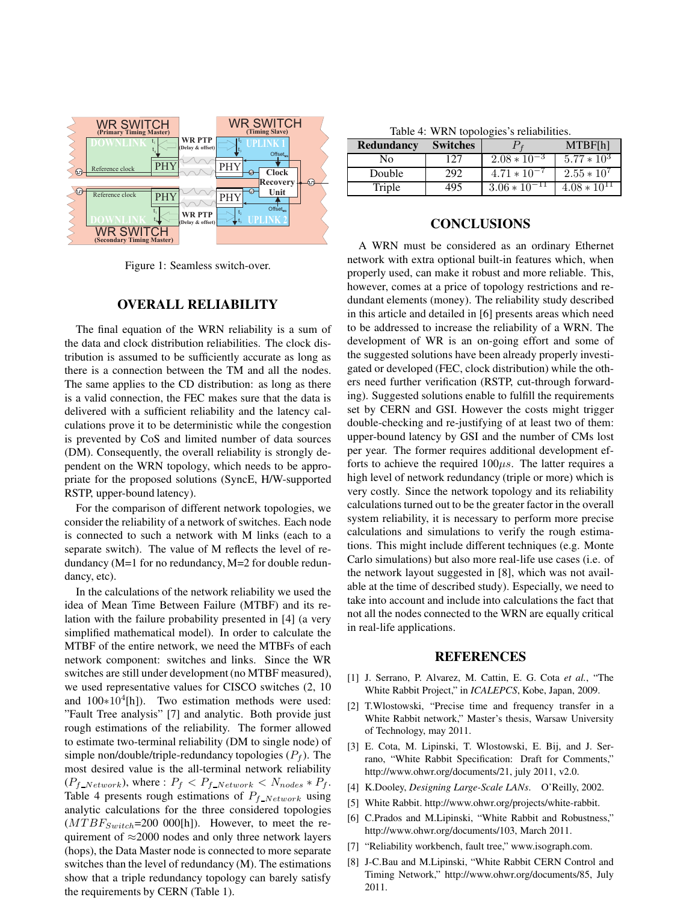Figure 1: Seamless switch-over.

## OVERALL RELIABILITY

The final equation of the WRN reliability is a sum of the data and clock distribution reliabilities. The clock distribution is assumed to be sufficiently accurate as long as there is a connection between the TM and all the nodes. The same applies to the CD distribution: as long as there is a valid connection, the FEC makes sure that the data is delivered with a sufficient reliability and the latency calculations prove it to be deterministic while the congestion is prevented by CoS and limited number of data sources (DM). Consequently, the overall reliability is strongly dependent on the WRN topology, which needs to be appropriate for the proposed solutions (SyncE, H/W-supported RSTP, upper-bound latency).

For the comparison of different network topologies, we consider the reliability of a network of switches. Each node is connected to such a network with M links (each to a separate switch). The value of M reflects the level of redundancy (M=1 for no redundancy, M=2 for double redundancy, etc).

In the calculations of the network reliability we used the idea of Mean Time Between Failure (MTBF) and its relation with the failure probability presented in [4] (a very simplified mathematical model). In order to calculate the MTBF of the entire network, we need the MTBFs of each network component: switches and links. Since the WR switches are still under development (no MTBF measured), we used representative values for CISCO switches (2, 10 and $100*10^4$[h]). Two estimation methods were used: "Fault Tree analysis" [7] and analytic. Both provide just rough estimations of the reliability. The former allowed to estimate two-terminal reliability (DM to single node) of simple non/double/triple-redundancy topologies ($P_f$). The most desired value is the all-terminal network reliability ($P_{f\_Network}$), where : $P_f < P_{f\_Network} < N_{nodes} * P_f$. Table 4 presents rough estimations of $P_{f\_Network}$ using analytic calculations for the three considered topologies ($MTBF_{Switch}$=200 000[h]). However, to meet the requirement of ≈2000 nodes and only three network layers (hops), the Data Master node is connected to more separate switches than the level of redundancy (M). The estimations show that a triple redundancy topology can barely satisfy the requirements by CERN (Table 1).

Table 4: WRN topologies's reliabilities.

| Redundancy | Switches | $P_f$ | MTBF[h] |
|---|---|---|---|
| No | 127 | $2.08 * 10^{-3}$ | $5.77 * 10^{3}$ |
| Double | 292 | $4.71 * 10^{-7}$ | $2.55 * 10^{7}$ |
| Triple | 495 | $3.06 * 10^{-11}$ | $4.08 * 10^{11}$ |

## CONCLUSIONS

A WRN must be considered as an ordinary Ethernet network with extra optional built-in features which, when properly used, can make it robust and more reliable. This, however, comes at a price of topology restrictions and redundant elements (money). The reliability study described in this article and detailed in [6] presents areas which need to be addressed to increase the reliability of a WRN. The development of WR is an on-going effort and some of the suggested solutions have been already properly investigated or developed (FEC, clock distribution) while the others need further verification (RSTP, cut-through forwarding). Suggested solutions enable to fulfill the requirements set by CERN and GSI. However the costs might trigger double-checking and re-justifying of at least two of them: upper-bound latency by GSI and the number of CMs lost per year. The former requires additional development efforts to achieve the required $100\mu s$. The latter requires a high level of network redundancy (triple or more) which is very costly. Since the network topology and its reliability calculations turned out to be the greater factor in the overall system reliability, it is necessary to perform more precise calculations and simulations to verify the rough estimations. This might include different techniques (e.g. Monte Carlo simulations) but also more real-life use cases (i.e. of the network layout suggested in [8], which was not available at the time of described study). Especially, we need to take into account and include into calculations the fact that not all the nodes connected to the WRN are equally critical in real-life applications.

## REFERENCES

[1] J. Serrano, P. Alvarez, M. Cattin, E. G. Cota *et al.*, "The White Rabbit Project," in *ICALEPCS*, Kobe, Japan, 2009.

[2] T.Wlostowski, "Precise time and frequency transfer in a White Rabbit network," Master's thesis, Warsaw University of Technology, may 2011.

[3] E. Cota, M. Lipinski, T. Wlostowski, E. Bij, and J. Serrano, "White Rabbit Specification: Draft for Comments," http://www.ohwr.org/documents/21, july 2011, v2.0.

[4] K.Dooley, *Designing Large-Scale LANs*. O'Reilly, 2002.

[5] White Rabbit. http://www.ohwr.org/projects/white-rabbit.

[6] C.Prados and M.Lipinski, "White Rabbit and Robustness," http://www.ohwr.org/documents/103, March 2011.

[7] "Reliability workbench, fault tree," www.isograph.com.

[8] J-C.Bau and M.Lipinski, "White Rabbit CERN Control and Timing Network," http://www.ohwr.org/documents/85, July 2011.